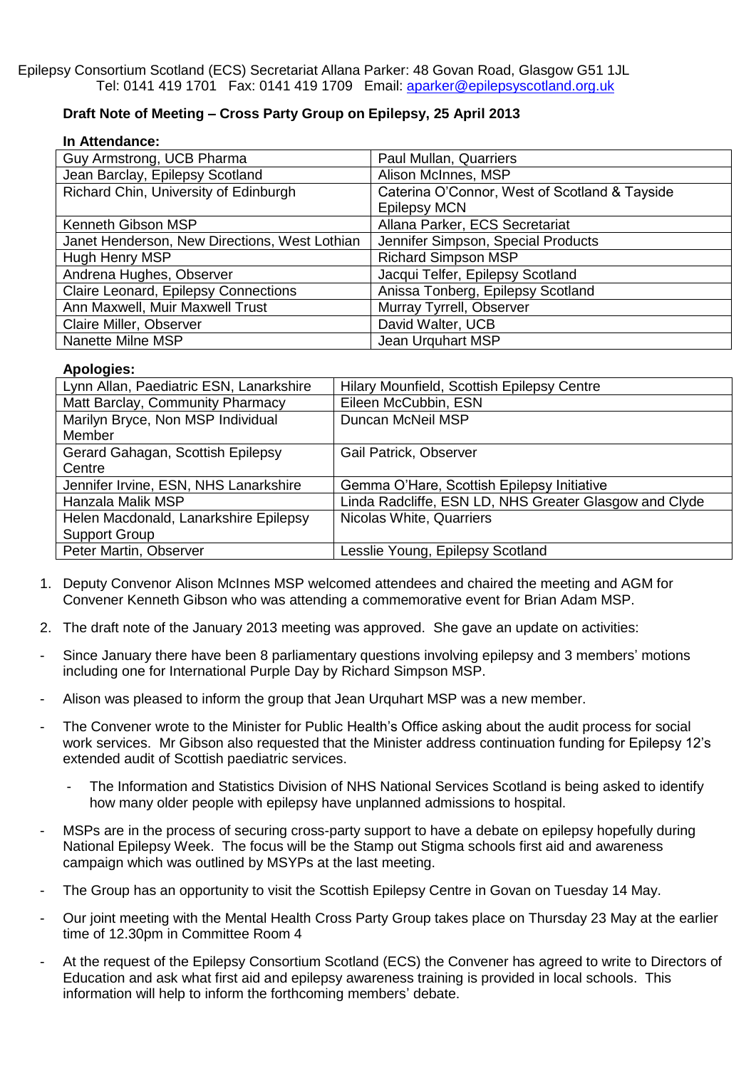Epilepsy Consortium Scotland (ECS) Secretariat Allana Parker: 48 Govan Road, Glasgow G51 1JL
Tel: 0141 419 1701 Fax: 0141 419 1709 Email: aparker@epilepsyscotland.org.uk

**Draft Note of Meeting – Cross Party Group on Epilepsy, 25 April 2013**

**In Attendance:**

| | |
|---|---|
| Guy Armstrong, UCB Pharma | Paul Mullan, Quarriers |
| Jean Barclay, Epilepsy Scotland | Alison McInnes, MSP |
| Richard Chin, University of Edinburgh | Caterina O'Connor, West of Scotland & Tayside Epilepsy MCN |
| Kenneth Gibson MSP | Allana Parker, ECS Secretariat |
| Janet Henderson, New Directions, West Lothian | Jennifer Simpson, Special Products |
| Hugh Henry MSP | Richard Simpson MSP |
| Andrena Hughes, Observer | Jacqui Telfer, Epilepsy Scotland |
| Claire Leonard, Epilepsy Connections | Anissa Tonberg, Epilepsy Scotland |
| Ann Maxwell, Muir Maxwell Trust | Murray Tyrrell, Observer |
| Claire Miller, Observer | David Walter, UCB |
| Nanette Milne MSP | Jean Urquhart MSP |

**Apologies:**

| | |
|---|---|
| Lynn Allan, Paediatric ESN, Lanarkshire | Hilary Mounfield, Scottish Epilepsy Centre |
| Matt Barclay, Community Pharmacy | Eileen McCubbin, ESN |
| Marilyn Bryce, Non MSP Individual Member | Duncan McNeil MSP |
| Gerard Gahagan, Scottish Epilepsy Centre | Gail Patrick, Observer |
| Jennifer Irvine, ESN, NHS Lanarkshire | Gemma O'Hare, Scottish Epilepsy Initiative |
| Hanzala Malik MSP | Linda Radcliffe, ESN LD, NHS Greater Glasgow and Clyde |
| Helen Macdonald, Lanarkshire Epilepsy Support Group | Nicolas White, Quarriers |
| Peter Martin, Observer | Lesslie Young, Epilepsy Scotland |

1. Deputy Convenor Alison McInnes MSP welcomed attendees and chaired the meeting and AGM for Convener Kenneth Gibson who was attending a commemorative event for Brian Adam MSP.

2. The draft note of the January 2013 meeting was approved. She gave an update on activities:

- Since January there have been 8 parliamentary questions involving epilepsy and 3 members' motions including one for International Purple Day by Richard Simpson MSP.
- Alison was pleased to inform the group that Jean Urquhart MSP was a new member.
- The Convener wrote to the Minister for Public Health's Office asking about the audit process for social work services. Mr Gibson also requested that the Minister address continuation funding for Epilepsy 12's extended audit of Scottish paediatric services.
  - The Information and Statistics Division of NHS National Services Scotland is being asked to identify how many older people with epilepsy have unplanned admissions to hospital.
- MSPs are in the process of securing cross-party support to have a debate on epilepsy hopefully during National Epilepsy Week. The focus will be the Stamp out Stigma schools first aid and awareness campaign which was outlined by MSYPs at the last meeting.
- The Group has an opportunity to visit the Scottish Epilepsy Centre in Govan on Tuesday 14 May.
- Our joint meeting with the Mental Health Cross Party Group takes place on Thursday 23 May at the earlier time of 12.30pm in Committee Room 4
- At the request of the Epilepsy Consortium Scotland (ECS) the Convener has agreed to write to Directors of Education and ask what first aid and epilepsy awareness training is provided in local schools. This information will help to inform the forthcoming members' debate.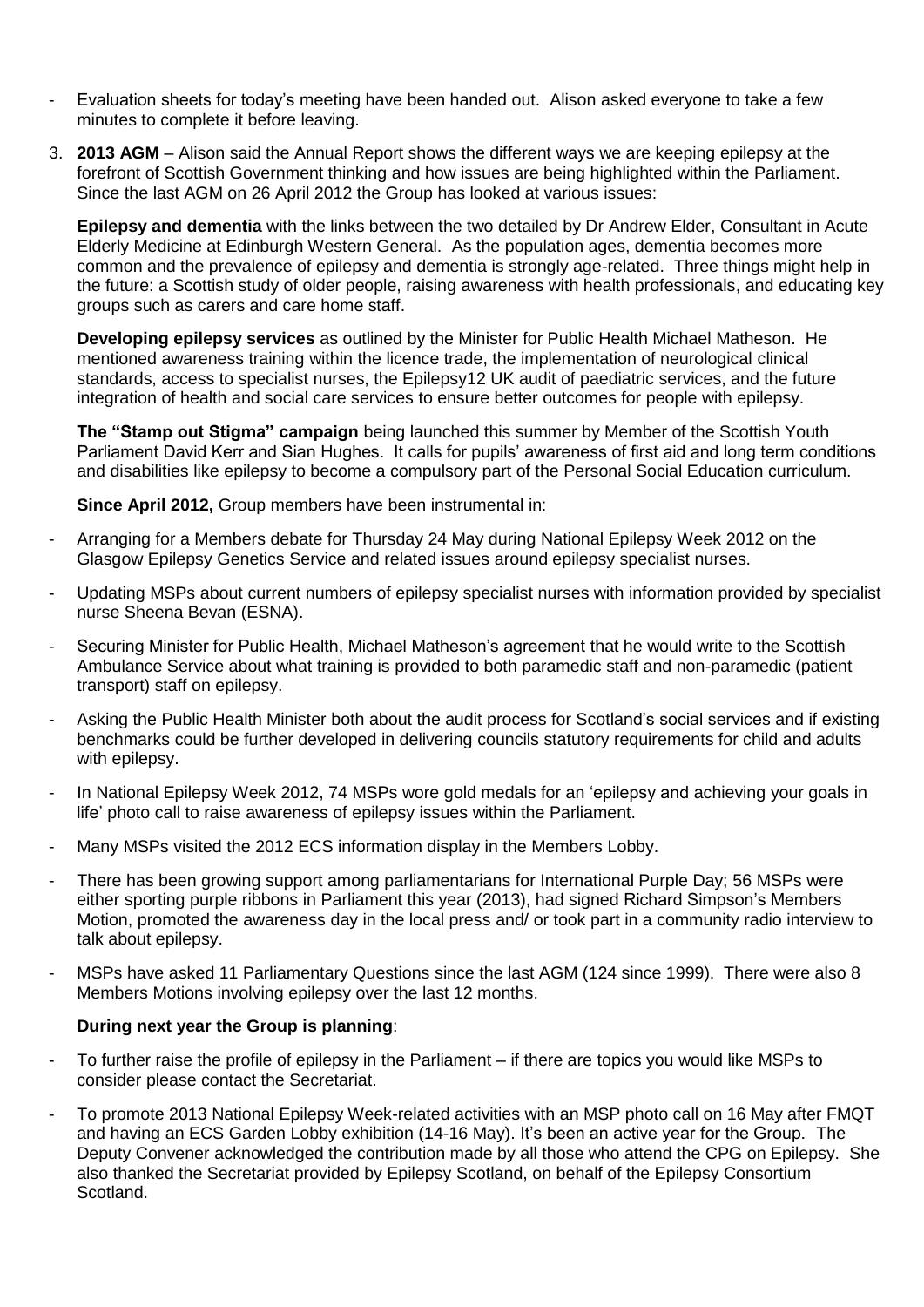- Evaluation sheets for today's meeting have been handed out. Alison asked everyone to take a few minutes to complete it before leaving.

3. **2013 AGM** – Alison said the Annual Report shows the different ways we are keeping epilepsy at the forefront of Scottish Government thinking and how issues are being highlighted within the Parliament. Since the last AGM on 26 April 2012 the Group has looked at various issues:

   **Epilepsy and dementia** with the links between the two detailed by Dr Andrew Elder, Consultant in Acute Elderly Medicine at Edinburgh Western General. As the population ages, dementia becomes more common and the prevalence of epilepsy and dementia is strongly age-related. Three things might help in the future: a Scottish study of older people, raising awareness with health professionals, and educating key groups such as carers and care home staff.

   **Developing epilepsy services** as outlined by the Minister for Public Health Michael Matheson. He mentioned awareness training within the licence trade, the implementation of neurological clinical standards, access to specialist nurses, the Epilepsy12 UK audit of paediatric services, and the future integration of health and social care services to ensure better outcomes for people with epilepsy.

   **The "Stamp out Stigma" campaign** being launched this summer by Member of the Scottish Youth Parliament David Kerr and Sian Hughes. It calls for pupils' awareness of first aid and long term conditions and disabilities like epilepsy to become a compulsory part of the Personal Social Education curriculum.

   **Since April 2012,** Group members have been instrumental in:

- Arranging for a Members debate for Thursday 24 May during National Epilepsy Week 2012 on the Glasgow Epilepsy Genetics Service and related issues around epilepsy specialist nurses.
- Updating MSPs about current numbers of epilepsy specialist nurses with information provided by specialist nurse Sheena Bevan (ESNA).
- Securing Minister for Public Health, Michael Matheson's agreement that he would write to the Scottish Ambulance Service about what training is provided to both paramedic staff and non-paramedic (patient transport) staff on epilepsy.
- Asking the Public Health Minister both about the audit process for Scotland's social services and if existing benchmarks could be further developed in delivering councils statutory requirements for child and adults with epilepsy.
- In National Epilepsy Week 2012, 74 MSPs wore gold medals for an 'epilepsy and achieving your goals in life' photo call to raise awareness of epilepsy issues within the Parliament.
- Many MSPs visited the 2012 ECS information display in the Members Lobby.
- There has been growing support among parliamentarians for International Purple Day; 56 MSPs were either sporting purple ribbons in Parliament this year (2013), had signed Richard Simpson's Members Motion, promoted the awareness day in the local press and/ or took part in a community radio interview to talk about epilepsy.
- MSPs have asked 11 Parliamentary Questions since the last AGM (124 since 1999). There were also 8 Members Motions involving epilepsy over the last 12 months.

   **During next year the Group is planning**:

- To further raise the profile of epilepsy in the Parliament – if there are topics you would like MSPs to consider please contact the Secretariat.
- To promote 2013 National Epilepsy Week-related activities with an MSP photo call on 16 May after FMQT and having an ECS Garden Lobby exhibition (14-16 May). It's been an active year for the Group. The Deputy Convener acknowledged the contribution made by all those who attend the CPG on Epilepsy. She also thanked the Secretariat provided by Epilepsy Scotland, on behalf of the Epilepsy Consortium Scotland.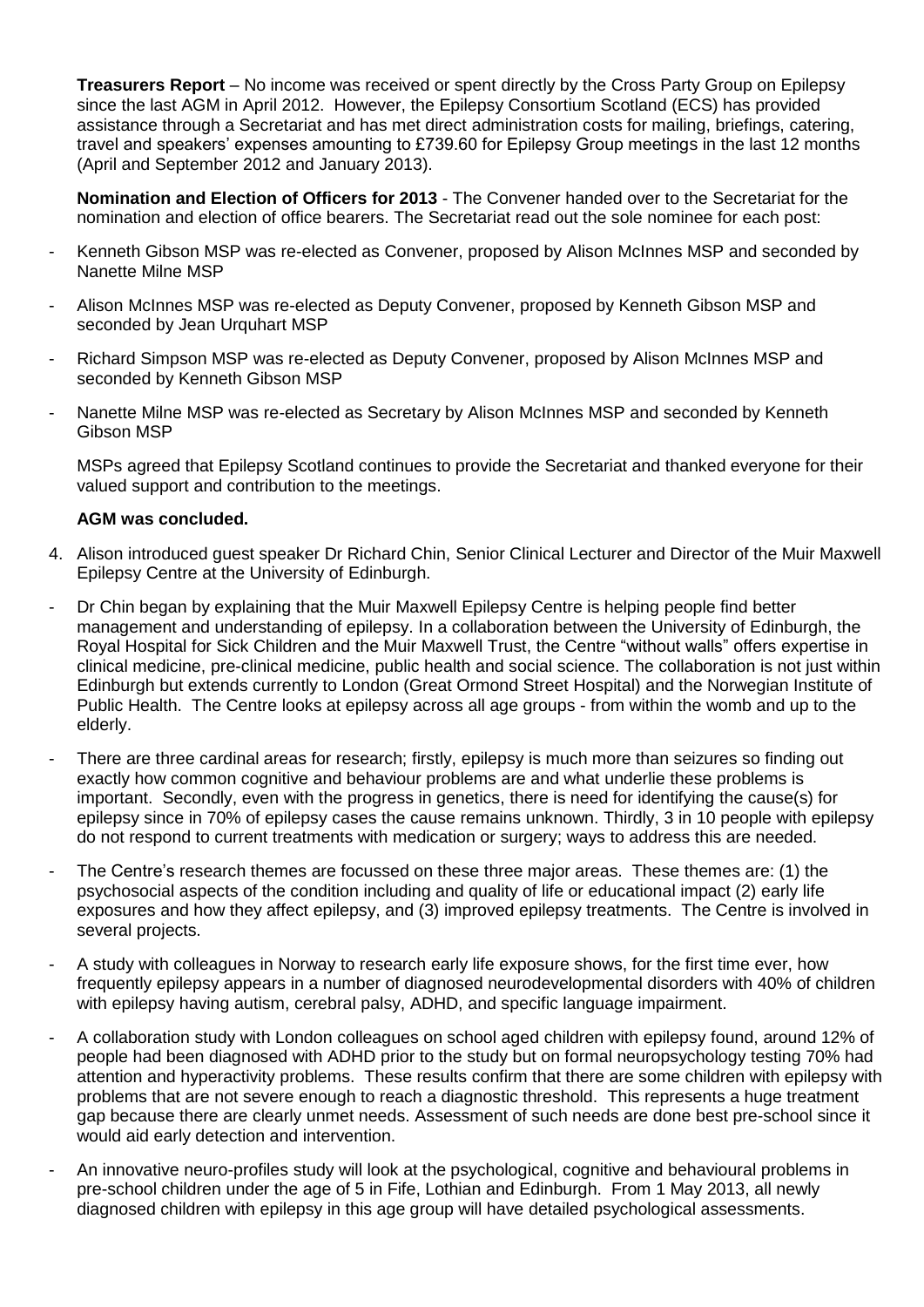**Treasurers Report** – No income was received or spent directly by the Cross Party Group on Epilepsy since the last AGM in April 2012. However, the Epilepsy Consortium Scotland (ECS) has provided assistance through a Secretariat and has met direct administration costs for mailing, briefings, catering, travel and speakers' expenses amounting to £739.60 for Epilepsy Group meetings in the last 12 months (April and September 2012 and January 2013).

**Nomination and Election of Officers for 2013** - The Convener handed over to the Secretariat for the nomination and election of office bearers. The Secretariat read out the sole nominee for each post:

- Kenneth Gibson MSP was re-elected as Convener, proposed by Alison McInnes MSP and seconded by Nanette Milne MSP
- Alison McInnes MSP was re-elected as Deputy Convener, proposed by Kenneth Gibson MSP and seconded by Jean Urquhart MSP
- Richard Simpson MSP was re-elected as Deputy Convener, proposed by Alison McInnes MSP and seconded by Kenneth Gibson MSP
- Nanette Milne MSP was re-elected as Secretary by Alison McInnes MSP and seconded by Kenneth Gibson MSP

MSPs agreed that Epilepsy Scotland continues to provide the Secretariat and thanked everyone for their valued support and contribution to the meetings.

**AGM was concluded.**

4. Alison introduced guest speaker Dr Richard Chin, Senior Clinical Lecturer and Director of the Muir Maxwell Epilepsy Centre at the University of Edinburgh.

- Dr Chin began by explaining that the Muir Maxwell Epilepsy Centre is helping people find better management and understanding of epilepsy. In a collaboration between the University of Edinburgh, the Royal Hospital for Sick Children and the Muir Maxwell Trust, the Centre "without walls" offers expertise in clinical medicine, pre-clinical medicine, public health and social science. The collaboration is not just within Edinburgh but extends currently to London (Great Ormond Street Hospital) and the Norwegian Institute of Public Health. The Centre looks at epilepsy across all age groups - from within the womb and up to the elderly.
- There are three cardinal areas for research; firstly, epilepsy is much more than seizures so finding out exactly how common cognitive and behaviour problems are and what underlie these problems is important. Secondly, even with the progress in genetics, there is need for identifying the cause(s) for epilepsy since in 70% of epilepsy cases the cause remains unknown. Thirdly, 3 in 10 people with epilepsy do not respond to current treatments with medication or surgery; ways to address this are needed.
- The Centre's research themes are focussed on these three major areas. These themes are: (1) the psychosocial aspects of the condition including and quality of life or educational impact (2) early life exposures and how they affect epilepsy, and (3) improved epilepsy treatments. The Centre is involved in several projects.
- A study with colleagues in Norway to research early life exposure shows, for the first time ever, how frequently epilepsy appears in a number of diagnosed neurodevelopmental disorders with 40% of children with epilepsy having autism, cerebral palsy, ADHD, and specific language impairment.
- A collaboration study with London colleagues on school aged children with epilepsy found, around 12% of people had been diagnosed with ADHD prior to the study but on formal neuropsychology testing 70% had attention and hyperactivity problems. These results confirm that there are some children with epilepsy with problems that are not severe enough to reach a diagnostic threshold. This represents a huge treatment gap because there are clearly unmet needs. Assessment of such needs are done best pre-school since it would aid early detection and intervention.
- An innovative neuro-profiles study will look at the psychological, cognitive and behavioural problems in pre-school children under the age of 5 in Fife, Lothian and Edinburgh. From 1 May 2013, all newly diagnosed children with epilepsy in this age group will have detailed psychological assessments.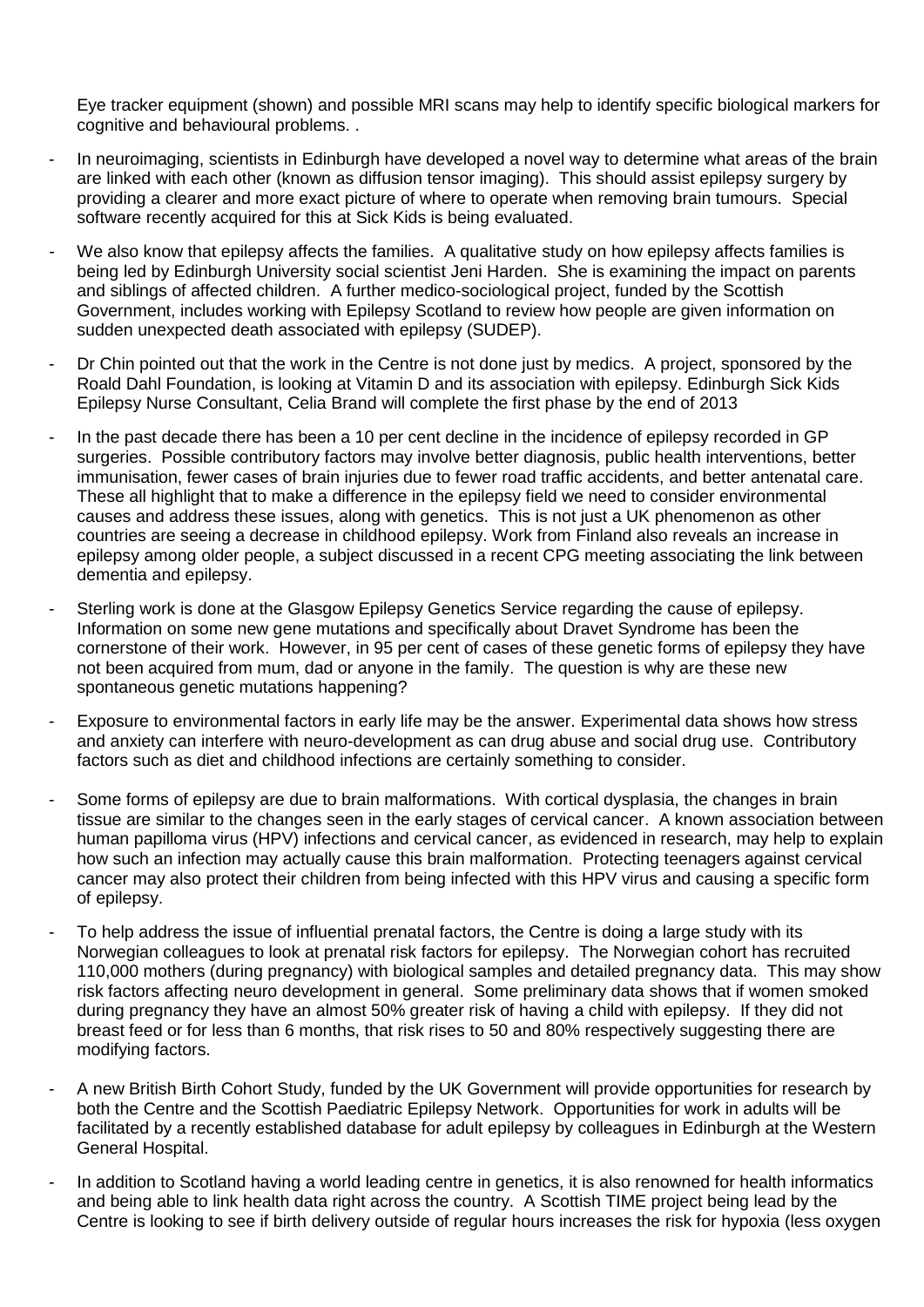Eye tracker equipment (shown) and possible MRI scans may help to identify specific biological markers for cognitive and behavioural problems. .

- In neuroimaging, scientists in Edinburgh have developed a novel way to determine what areas of the brain are linked with each other (known as diffusion tensor imaging). This should assist epilepsy surgery by providing a clearer and more exact picture of where to operate when removing brain tumours. Special software recently acquired for this at Sick Kids is being evaluated.
- We also know that epilepsy affects the families. A qualitative study on how epilepsy affects families is being led by Edinburgh University social scientist Jeni Harden. She is examining the impact on parents and siblings of affected children. A further medico-sociological project, funded by the Scottish Government, includes working with Epilepsy Scotland to review how people are given information on sudden unexpected death associated with epilepsy (SUDEP).
- Dr Chin pointed out that the work in the Centre is not done just by medics. A project, sponsored by the Roald Dahl Foundation, is looking at Vitamin D and its association with epilepsy. Edinburgh Sick Kids Epilepsy Nurse Consultant, Celia Brand will complete the first phase by the end of 2013
- In the past decade there has been a 10 per cent decline in the incidence of epilepsy recorded in GP surgeries. Possible contributory factors may involve better diagnosis, public health interventions, better immunisation, fewer cases of brain injuries due to fewer road traffic accidents, and better antenatal care. These all highlight that to make a difference in the epilepsy field we need to consider environmental causes and address these issues, along with genetics. This is not just a UK phenomenon as other countries are seeing a decrease in childhood epilepsy. Work from Finland also reveals an increase in epilepsy among older people, a subject discussed in a recent CPG meeting associating the link between dementia and epilepsy.
- Sterling work is done at the Glasgow Epilepsy Genetics Service regarding the cause of epilepsy. Information on some new gene mutations and specifically about Dravet Syndrome has been the cornerstone of their work. However, in 95 per cent of cases of these genetic forms of epilepsy they have not been acquired from mum, dad or anyone in the family. The question is why are these new spontaneous genetic mutations happening?
- Exposure to environmental factors in early life may be the answer. Experimental data shows how stress and anxiety can interfere with neuro-development as can drug abuse and social drug use. Contributory factors such as diet and childhood infections are certainly something to consider.
- Some forms of epilepsy are due to brain malformations. With cortical dysplasia, the changes in brain tissue are similar to the changes seen in the early stages of cervical cancer. A known association between human papilloma virus (HPV) infections and cervical cancer, as evidenced in research, may help to explain how such an infection may actually cause this brain malformation. Protecting teenagers against cervical cancer may also protect their children from being infected with this HPV virus and causing a specific form of epilepsy.
- To help address the issue of influential prenatal factors, the Centre is doing a large study with its Norwegian colleagues to look at prenatal risk factors for epilepsy. The Norwegian cohort has recruited 110,000 mothers (during pregnancy) with biological samples and detailed pregnancy data. This may show risk factors affecting neuro development in general. Some preliminary data shows that if women smoked during pregnancy they have an almost 50% greater risk of having a child with epilepsy. If they did not breast feed or for less than 6 months, that risk rises to 50 and 80% respectively suggesting there are modifying factors.
- A new British Birth Cohort Study, funded by the UK Government will provide opportunities for research by both the Centre and the Scottish Paediatric Epilepsy Network. Opportunities for work in adults will be facilitated by a recently established database for adult epilepsy by colleagues in Edinburgh at the Western General Hospital.
- In addition to Scotland having a world leading centre in genetics, it is also renowned for health informatics and being able to link health data right across the country. A Scottish TIME project being lead by the Centre is looking to see if birth delivery outside of regular hours increases the risk for hypoxia (less oxygen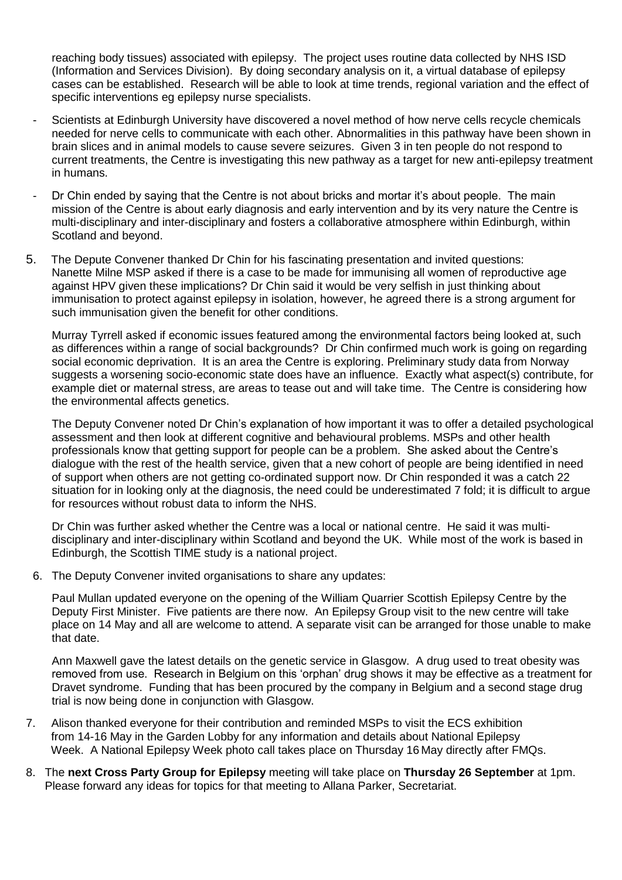reaching body tissues) associated with epilepsy. The project uses routine data collected by NHS ISD (Information and Services Division). By doing secondary analysis on it, a virtual database of epilepsy cases can be established. Research will be able to look at time trends, regional variation and the effect of specific interventions eg epilepsy nurse specialists.

- Scientists at Edinburgh University have discovered a novel method of how nerve cells recycle chemicals needed for nerve cells to communicate with each other. Abnormalities in this pathway have been shown in brain slices and in animal models to cause severe seizures. Given 3 in ten people do not respond to current treatments, the Centre is investigating this new pathway as a target for new anti-epilepsy treatment in humans.
- Dr Chin ended by saying that the Centre is not about bricks and mortar it's about people. The main mission of the Centre is about early diagnosis and early intervention and by its very nature the Centre is multi-disciplinary and inter-disciplinary and fosters a collaborative atmosphere within Edinburgh, within Scotland and beyond.

5. The Depute Convener thanked Dr Chin for his fascinating presentation and invited questions: Nanette Milne MSP asked if there is a case to be made for immunising all women of reproductive age against HPV given these implications? Dr Chin said it would be very selfish in just thinking about immunisation to protect against epilepsy in isolation, however, he agreed there is a strong argument for such immunisation given the benefit for other conditions.

   Murray Tyrrell asked if economic issues featured among the environmental factors being looked at, such as differences within a range of social backgrounds? Dr Chin confirmed much work is going on regarding social economic deprivation. It is an area the Centre is exploring. Preliminary study data from Norway suggests a worsening socio-economic state does have an influence. Exactly what aspect(s) contribute, for example diet or maternal stress, are areas to tease out and will take time. The Centre is considering how the environmental affects genetics.

   The Deputy Convener noted Dr Chin's explanation of how important it was to offer a detailed psychological assessment and then look at different cognitive and behavioural problems. MSPs and other health professionals know that getting support for people can be a problem. She asked about the Centre's dialogue with the rest of the health service, given that a new cohort of people are being identified in need of support when others are not getting co-ordinated support now. Dr Chin responded it was a catch 22 situation for in looking only at the diagnosis, the need could be underestimated 7 fold; it is difficult to argue for resources without robust data to inform the NHS.

   Dr Chin was further asked whether the Centre was a local or national centre. He said it was multi-disciplinary and inter-disciplinary within Scotland and beyond the UK. While most of the work is based in Edinburgh, the Scottish TIME study is a national project.

6. The Deputy Convener invited organisations to share any updates:

   Paul Mullan updated everyone on the opening of the William Quarrier Scottish Epilepsy Centre by the Deputy First Minister. Five patients are there now. An Epilepsy Group visit to the new centre will take place on 14 May and all are welcome to attend. A separate visit can be arranged for those unable to make that date.

   Ann Maxwell gave the latest details on the genetic service in Glasgow. A drug used to treat obesity was removed from use. Research in Belgium on this 'orphan' drug shows it may be effective as a treatment for Dravet syndrome. Funding that has been procured by the company in Belgium and a second stage drug trial is now being done in conjunction with Glasgow.

7. Alison thanked everyone for their contribution and reminded MSPs to visit the ECS exhibition from 14-16 May in the Garden Lobby for any information and details about National Epilepsy Week. A National Epilepsy Week photo call takes place on Thursday 16 May directly after FMQs.

8. The **next Cross Party Group for Epilepsy** meeting will take place on **Thursday 26 September** at 1pm. Please forward any ideas for topics for that meeting to Allana Parker, Secretariat.